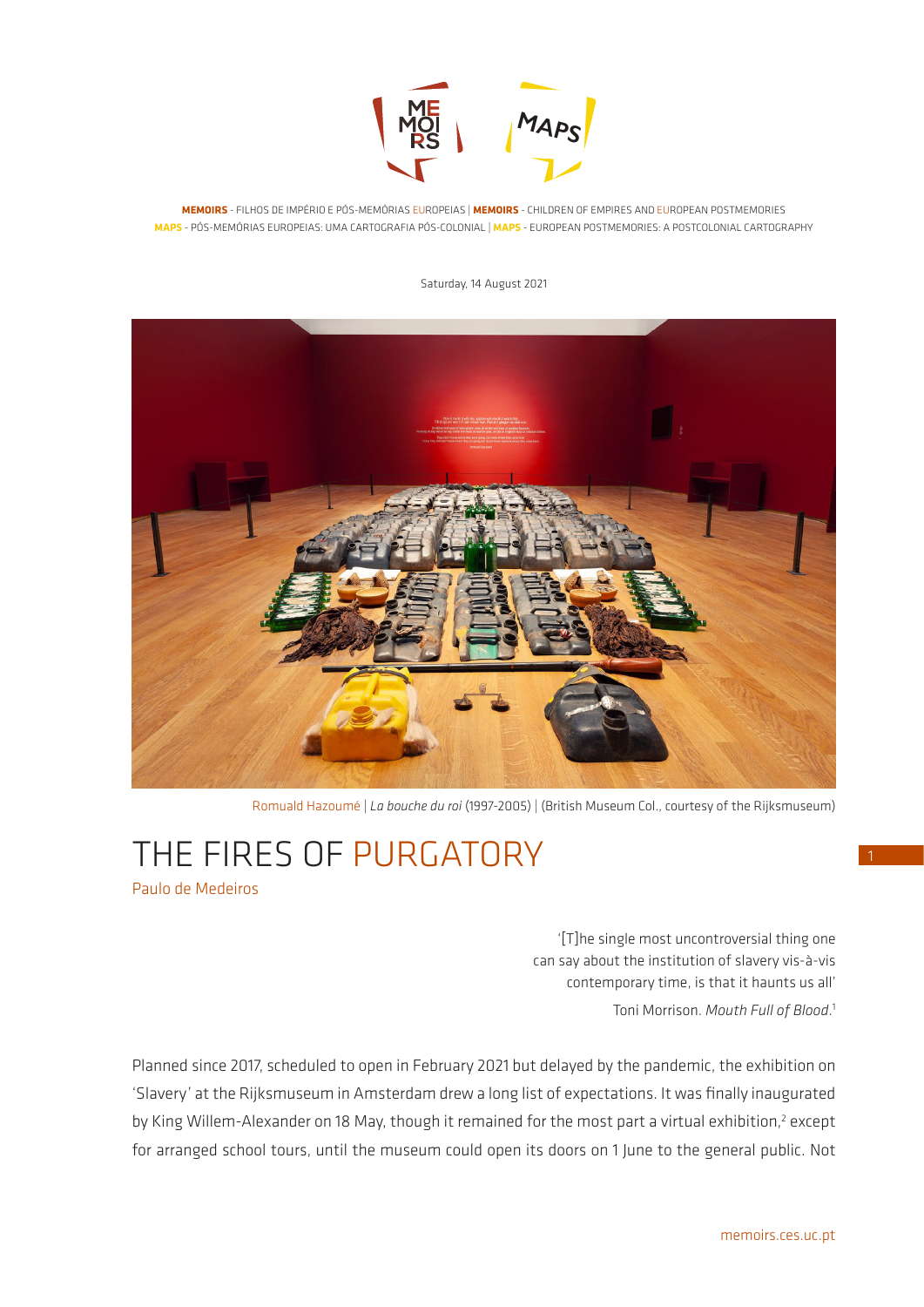**MEMOIRS** - FILHOS DE IMPÉRIO E PÓS-MEMÓRIAS EUROPEIAS | **MEMOIRS** - CHILDREN OF EMPIRES AND EUROPEAN POSTMEMORIES
**MAPS** - PÓS-MEMÓRIAS EUROPEIAS: UMA CARTOGRAFIA PÓS-COLONIAL | **MAPS** - EUROPEAN POSTMEMORIES: A POSTCOLONIAL CARTOGRAPHY

Saturday, 14 August 2021

Romuald Hazoumé | *La bouche du roi* (1997-2005) | (British Museum Col., courtesy of the Rijksmuseum)

# THE FIRES OF PURGATORY

Paulo de Medeiros

> '[T]he single most uncontroversial thing one can say about the institution of slavery vis-à-vis contemporary time, is that it haunts us all'
>
> Toni Morrison. *Mouth Full of Blood*.[1]

Planned since 2017, scheduled to open in February 2021 but delayed by the pandemic, the exhibition on 'Slavery' at the Rijksmuseum in Amsterdam drew a long list of expectations. It was finally inaugurated by King Willem-Alexander on 18 May, though it remained for the most part a virtual exhibition,[2] except for arranged school tours, until the museum could open its doors on 1 June to the general public. Not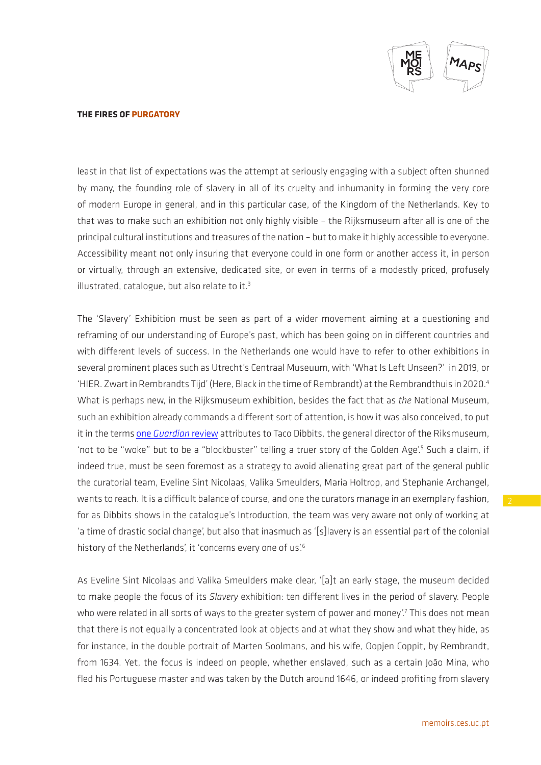least in that list of expectations was the attempt at seriously engaging with a subject often shunned by many, the founding role of slavery in all of its cruelty and inhumanity in forming the very core of modern Europe in general, and in this particular case, of the Kingdom of the Netherlands. Key to that was to make such an exhibition not only highly visible – the Rijksmuseum after all is one of the principal cultural institutions and treasures of the nation – but to make it highly accessible to everyone. Accessibility meant not only insuring that everyone could in one form or another access it, in person or virtually, through an extensive, dedicated site, or even in terms of a modestly priced, profusely illustrated, catalogue, but also relate to it.[3]

The 'Slavery' Exhibition must be seen as part of a wider movement aiming at a questioning and reframing of our understanding of Europe's past, which has been going on in different countries and with different levels of success. In the Netherlands one would have to refer to other exhibitions in several prominent places such as Utrecht's Centraal Museuum, with 'What Is Left Unseen?' in 2019, or 'HIER. Zwart in Rembrandts Tijd' (Here, Black in the time of Rembrandt) at the Rembrandthuis in 2020.[4] What is perhaps new, in the Rijksmuseum exhibition, besides the fact that as *the* National Museum, such an exhibition already commands a different sort of attention, is how it was also conceived, to put it in the terms one *Guardian* review attributes to Taco Dibbits, the general director of the Riksmuseum, 'not to be "woke" but to be a "blockbuster" telling a truer story of the Golden Age'.[5] Such a claim, if indeed true, must be seen foremost as a strategy to avoid alienating great part of the general public the curatorial team, Eveline Sint Nicolaas, Valika Smeulders, Maria Holtrop, and Stephanie Archangel, wants to reach. It is a difficult balance of course, and one the curators manage in an exemplary fashion, for as Dibbits shows in the catalogue's Introduction, the team was very aware not only of working at 'a time of drastic social change', but also that inasmuch as '[s]lavery is an essential part of the colonial history of the Netherlands', it 'concerns every one of us'.[6]

As Eveline Sint Nicolaas and Valika Smeulders make clear, '[a]t an early stage, the museum decided to make people the focus of its *Slavery* exhibition: ten different lives in the period of slavery. People who were related in all sorts of ways to the greater system of power and money'.[7] This does not mean that there is not equally a concentrated look at objects and at what they show and what they hide, as for instance, in the double portrait of Marten Soolmans, and his wife, Oopjen Coppit, by Rembrandt, from 1634. Yet, the focus is indeed on people, whether enslaved, such as a certain João Mina, who fled his Portuguese master and was taken by the Dutch around 1646, or indeed profiting from slavery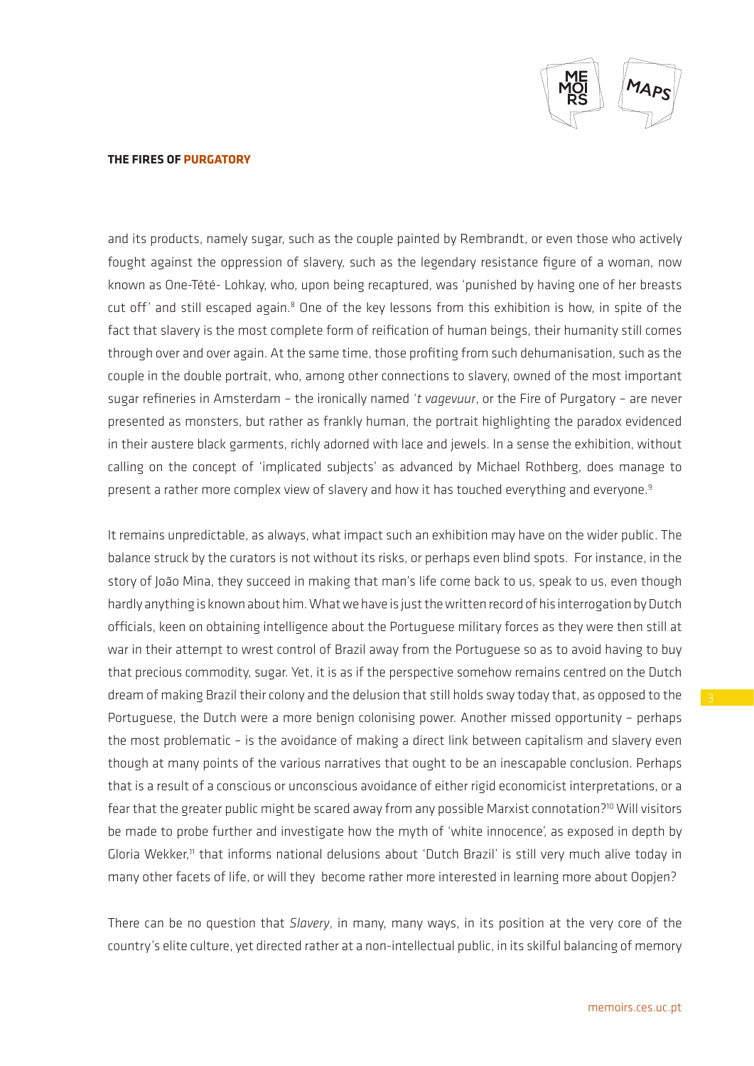and its products, namely sugar, such as the couple painted by Rembrandt, or even those who actively fought against the oppression of slavery, such as the legendary resistance figure of a woman, now known as One-Tété- Lohkay, who, upon being recaptured, was 'punished by having one of her breasts cut off' and still escaped again.[8] One of the key lessons from this exhibition is how, in spite of the fact that slavery is the most complete form of reification of human beings, their humanity still comes through over and over again. At the same time, those profiting from such dehumanisation, such as the couple in the double portrait, who, among other connections to slavery, owned of the most important sugar refineries in Amsterdam – the ironically named *'t vagevuur*, or the Fire of Purgatory – are never presented as monsters, but rather as frankly human, the portrait highlighting the paradox evidenced in their austere black garments, richly adorned with lace and jewels. In a sense the exhibition, without calling on the concept of 'implicated subjects' as advanced by Michael Rothberg, does manage to present a rather more complex view of slavery and how it has touched everything and everyone.[9]

It remains unpredictable, as always, what impact such an exhibition may have on the wider public. The balance struck by the curators is not without its risks, or perhaps even blind spots. For instance, in the story of João Mina, they succeed in making that man's life come back to us, speak to us, even though hardly anything is known about him. What we have is just the written record of his interrogation by Dutch officials, keen on obtaining intelligence about the Portuguese military forces as they were then still at war in their attempt to wrest control of Brazil away from the Portuguese so as to avoid having to buy that precious commodity, sugar. Yet, it is as if the perspective somehow remains centred on the Dutch dream of making Brazil their colony and the delusion that still holds sway today that, as opposed to the Portuguese, the Dutch were a more benign colonising power. Another missed opportunity – perhaps the most problematic – is the avoidance of making a direct link between capitalism and slavery even though at many points of the various narratives that ought to be an inescapable conclusion. Perhaps that is a result of a conscious or unconscious avoidance of either rigid economicist interpretations, or a fear that the greater public might be scared away from any possible Marxist connotation?[10] Will visitors be made to probe further and investigate how the myth of 'white innocence', as exposed in depth by Gloria Wekker,[11] that informs national delusions about 'Dutch Brazil' is still very much alive today in many other facets of life, or will they become rather more interested in learning more about Oopjen?

There can be no question that *Slavery*, in many, many ways, in its position at the very core of the country's elite culture, yet directed rather at a non-intellectual public, in its skilful balancing of memory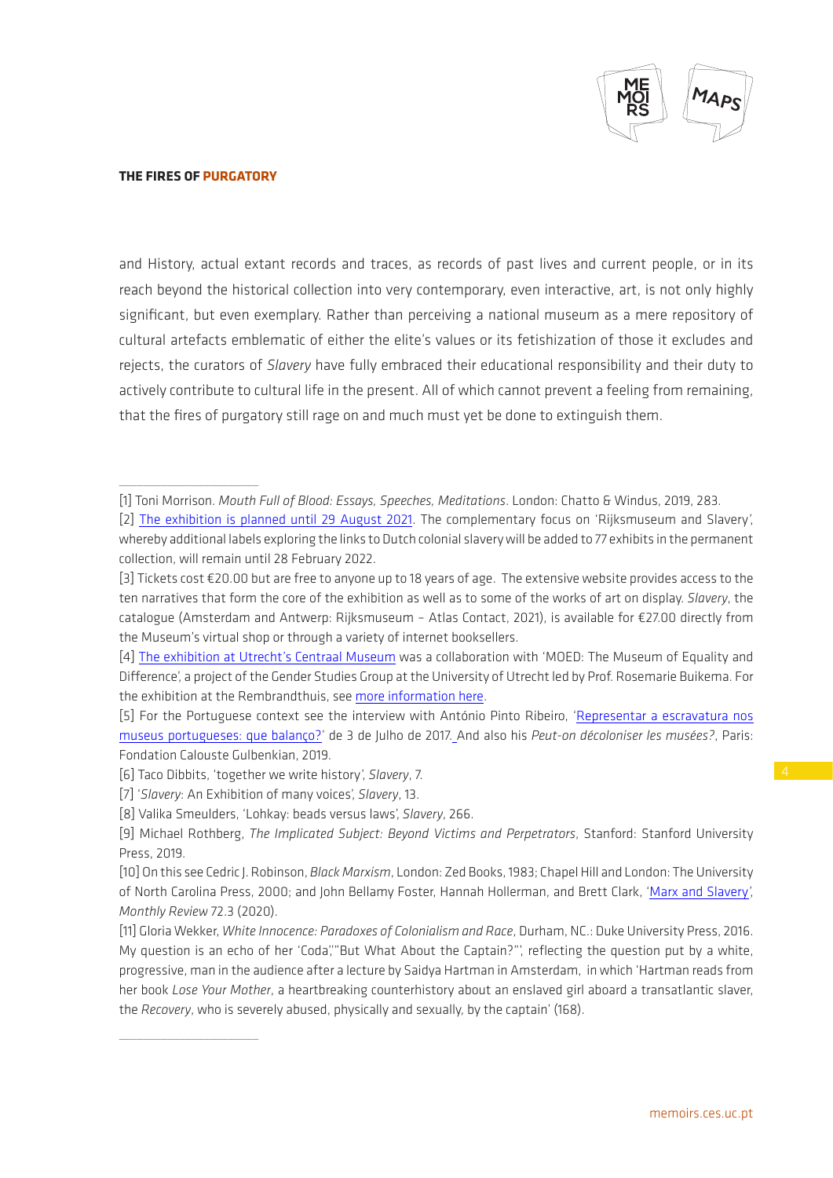and History, actual extant records and traces, as records of past lives and current people, or in its reach beyond the historical collection into very contemporary, even interactive, art, is not only highly significant, but even exemplary. Rather than perceiving a national museum as a mere repository of cultural artefacts emblematic of either the elite's values or its fetishization of those it excludes and rejects, the curators of *Slavery* have fully embraced their educational responsibility and their duty to actively contribute to cultural life in the present. All of which cannot prevent a feeling from remaining, that the fires of purgatory still rage on and much must yet be done to extinguish them.

---

[1] Toni Morrison. *Mouth Full of Blood: Essays, Speeches, Meditations*. London: Chatto & Windus, 2019, 283.

[2] The exhibition is planned until 29 August 2021. The complementary focus on 'Rijksmuseum and Slavery', whereby additional labels exploring the links to Dutch colonial slavery will be added to 77 exhibits in the permanent collection, will remain until 28 February 2022.

[3] Tickets cost €20.00 but are free to anyone up to 18 years of age. The extensive website provides access to the ten narratives that form the core of the exhibition as well as to some of the works of art on display. *Slavery*, the catalogue (Amsterdam and Antwerp: Rijksmuseum – Atlas Contact, 2021), is available for €27.00 directly from the Museum's virtual shop or through a variety of internet booksellers.

[4] The exhibition at Utrecht's Centraal Museum was a collaboration with 'MOED: The Museum of Equality and Difference', a project of the Gender Studies Group at the University of Utrecht led by Prof. Rosemarie Buikema. For the exhibition at the Rembrandthuis, see more information here.

[5] For the Portuguese context see the interview with António Pinto Ribeiro, 'Representar a escravatura nos museus portugueses: que balanço?' de 3 de Julho de 2017. And also his *Peut-on décoloniser les musées?*, Paris: Fondation Calouste Gulbenkian, 2019.

[6] Taco Dibbits, 'together we write history', *Slavery*, 7.

[7] '*Slavery*: An Exhibition of many voices', *Slavery*, 13.

[8] Valika Smeulders, 'Lohkay: beads versus laws', *Slavery*, 266.

[9] Michael Rothberg, *The Implicated Subject: Beyond Victims and Perpetrators*, Stanford: Stanford University Press, 2019.

[10] On this see Cedric J. Robinson, *Black Marxism*, London: Zed Books, 1983; Chapel Hill and London: The University of North Carolina Press, 2000; and John Bellamy Foster, Hannah Hollerman, and Brett Clark, 'Marx and Slavery', *Monthly Review* 72.3 (2020).

[11] Gloria Wekker, *White Innocence: Paradoxes of Colonialism and Race*, Durham, NC.: Duke University Press, 2016. My question is an echo of her 'Coda',"But What About the Captain?"', reflecting the question put by a white, progressive, man in the audience after a lecture by Saidya Hartman in Amsterdam, in which 'Hartman reads from her book *Lose Your Mother*, a heartbreaking counterhistory about an enslaved girl aboard a transatlantic slaver, the *Recovery*, who is severely abused, physically and sexually, by the captain' (168).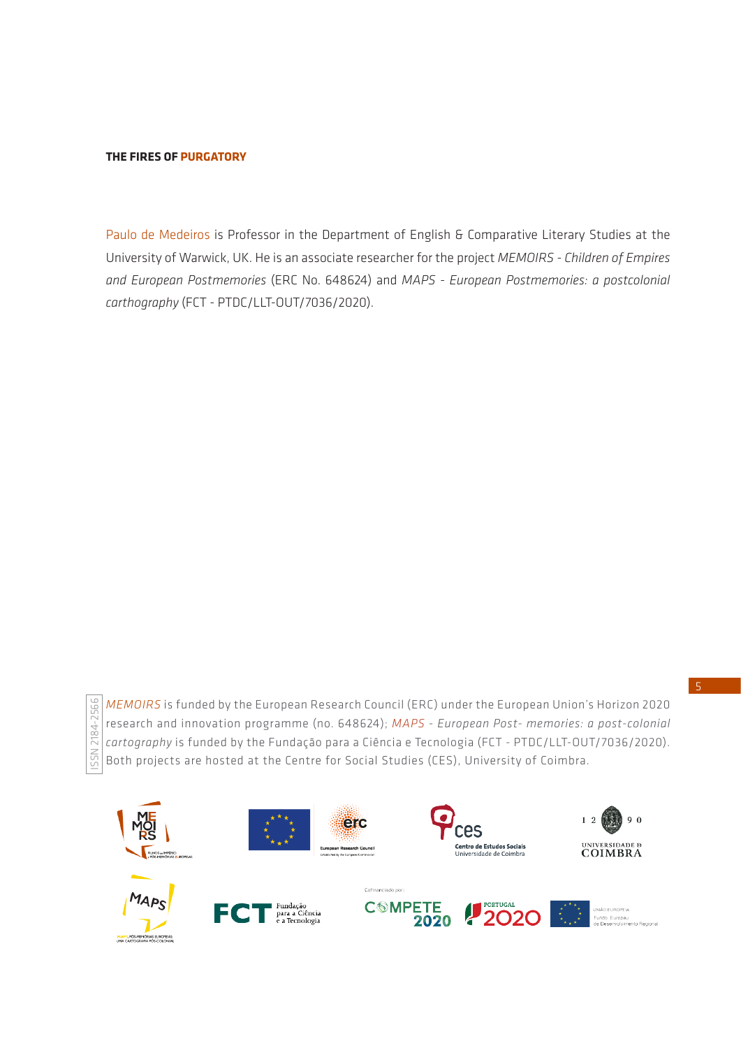**THE FIRES OF PURGATORY**

Paulo de Medeiros is Professor in the Department of English & Comparative Literary Studies at the University of Warwick, UK. He is an associate researcher for the project *MEMOIRS - Children of Empires and European Postmemories* (ERC No. 648624) and *MAPS - European Postmemories: a postcolonial carthography* (FCT - PTDC/LLT-OUT/7036/2020).

ISSN 2184-2566

*MEMOIRS* is funded by the European Research Council (ERC) under the European Union's Horizon 2020 research and innovation programme (no. 648624); *MAPS - European Post- memories: a post-colonial cartography* is funded by the Fundação para a Ciência e Tecnologia (FCT - PTDC/LLT-OUT/7036/2020). Both projects are hosted at the Centre for Social Studies (CES), University of Coimbra.